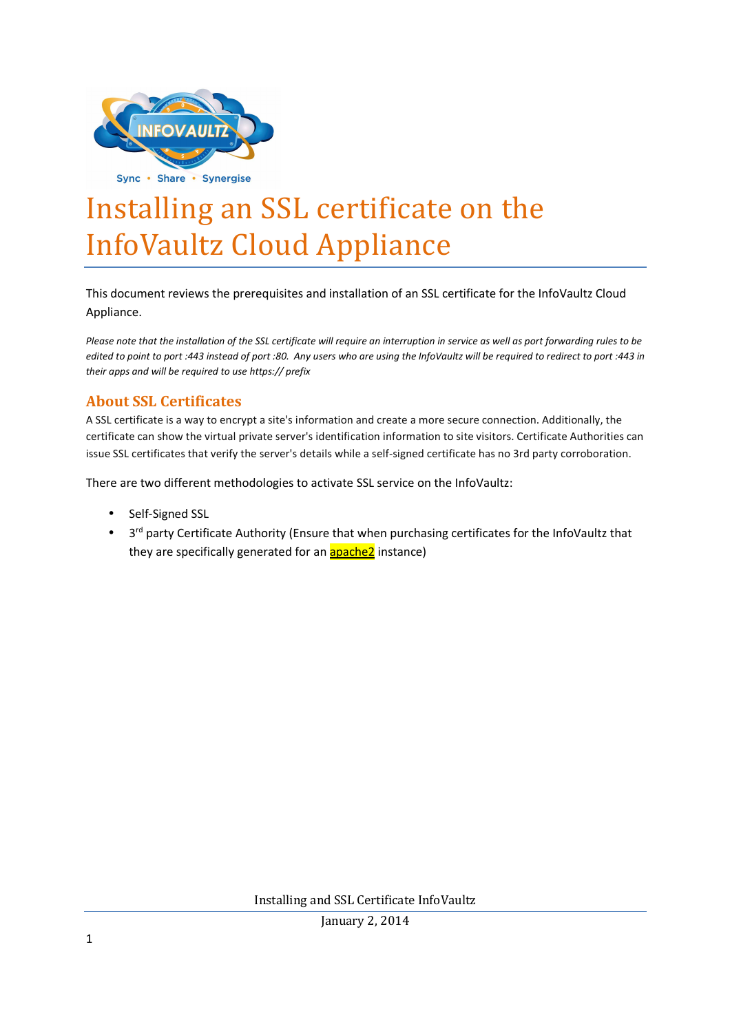# Installing an SSL certificate on the InfoVaultz Cloud Appliance

This document reviews the prerequisites and installation of an SSL certificate for the InfoVaultz Cloud Appliance.

*Please note that the installation of the SSL certificate will require an interruption in service as well as port forwarding rules to be edited to point to port :443 instead of port :80. Any users who are using the InfoVaultz will be required to redirect to port :443 in their apps and will be required to use https:// prefix*

## About SSL Certificates

A SSL certificate is a way to encrypt a site's information and create a more secure connection. Additionally, the certificate can show the virtual private server's identification information to site visitors. Certificate Authorities can issue SSL certificates that verify the server's details while a self-signed certificate has no 3rd party corroboration.

There are two different methodologies to activate SSL service on the InfoVaultz:

- Self-Signed SSL
- 3rd party Certificate Authority (Ensure that when purchasing certificates for the InfoVaultz that they are specifically generated for an apache2 instance)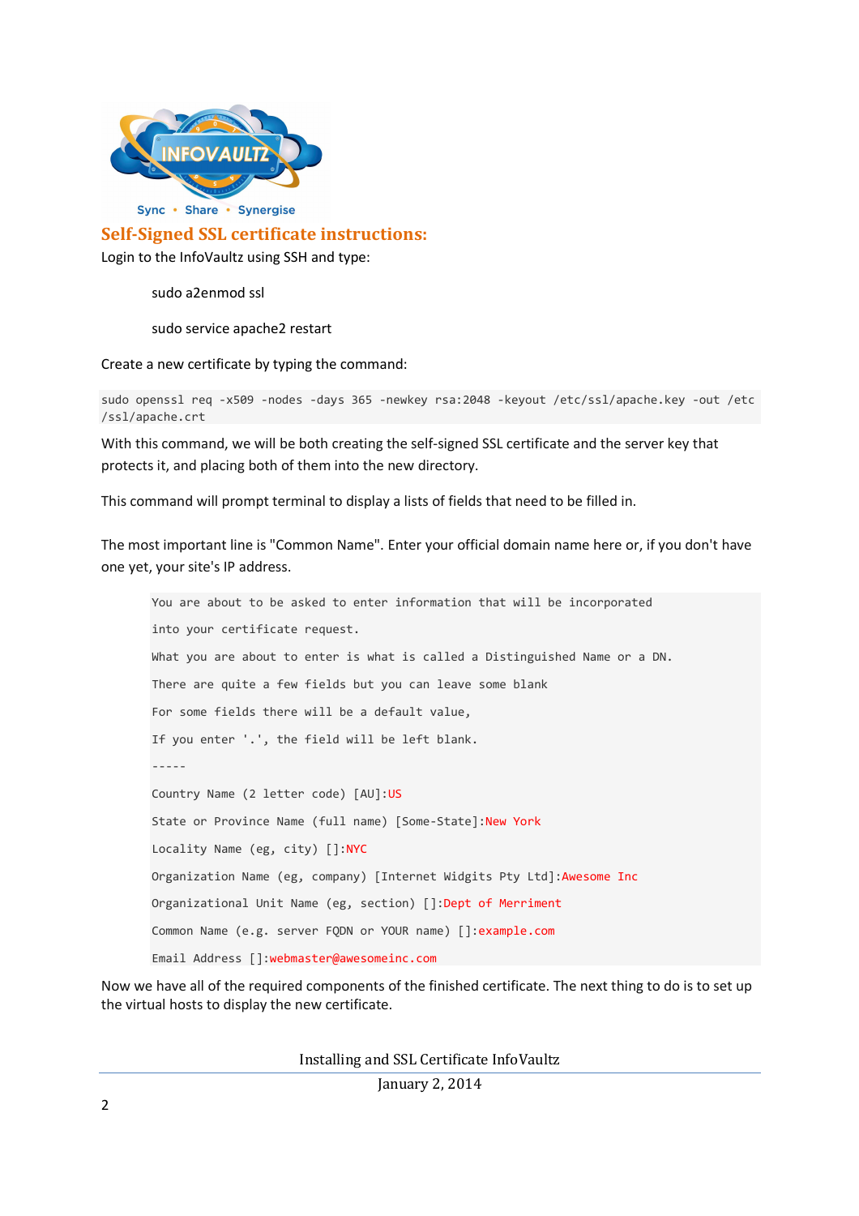## Self-Signed SSL certificate instructions:

Login to the InfoVaultz using SSH and type:

sudo a2enmod ssl

sudo service apache2 restart

Create a new certificate by typing the command:

```
sudo openssl req -x509 -nodes -days 365 -newkey rsa:2048 -keyout /etc/ssl/apache.key -out /etc
/ssl/apache.crt
```

With this command, we will be both creating the self-signed SSL certificate and the server key that protects it, and placing both of them into the new directory.

This command will prompt terminal to display a lists of fields that need to be filled in.

The most important line is "Common Name". Enter your official domain name here or, if you don't have one yet, your site's IP address.

```
You are about to be asked to enter information that will be incorporated
into your certificate request.
What you are about to enter is what is called a Distinguished Name or a DN.
There are quite a few fields but you can leave some blank
For some fields there will be a default value,
If you enter '.', the field will be left blank.
-----
Country Name (2 letter code) [AU]:US
State or Province Name (full name) [Some-State]:New York
Locality Name (eg, city) []:NYC
Organization Name (eg, company) [Internet Widgits Pty Ltd]:Awesome Inc
Organizational Unit Name (eg, section) []:Dept of Merriment
Common Name (e.g. server FQDN or YOUR name) []:example.com
Email Address []:webmaster@awesomeinc.com
```

Now we have all of the required components of the finished certificate. The next thing to do is to set up the virtual hosts to display the new certificate.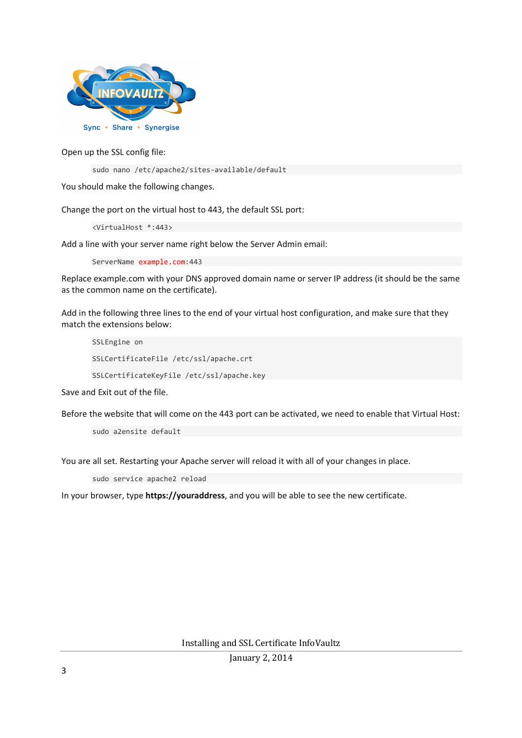Open up the SSL config file:

```
sudo nano /etc/apache2/sites-available/default
```

You should make the following changes.

Change the port on the virtual host to 443, the default SSL port:

```
<VirtualHost *:443>
```

Add a line with your server name right below the Server Admin email:

```
ServerName example.com:443
```

Replace example.com with your DNS approved domain name or server IP address (it should be the same as the common name on the certificate).

Add in the following three lines to the end of your virtual host configuration, and make sure that they match the extensions below:

```
SSLEngine on

SSLCertificateFile /etc/ssl/apache.crt

SSLCertificateKeyFile /etc/ssl/apache.key
```

Save and Exit out of the file.

Before the website that will come on the 443 port can be activated, we need to enable that Virtual Host:

```
sudo a2ensite default
```

You are all set. Restarting your Apache server will reload it with all of your changes in place.

```
sudo service apache2 reload
```

In your browser, type **https://youraddress**, and you will be able to see the new certificate.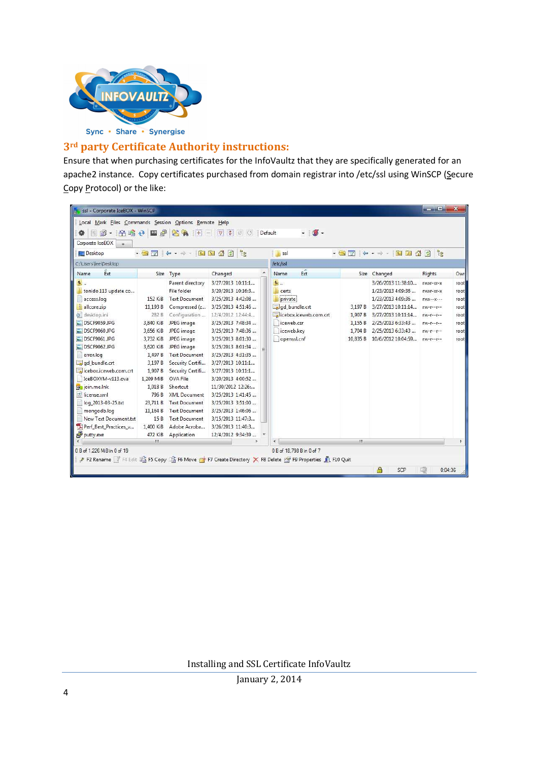## 3rd party Certificate Authority instructions:

Ensure that when purchasing certificates for the InfoVaultz that they are specifically generated for an apache2 instance. Copy certificates purchased from domain registrar into /etc/ssl using WinSCP (Secure Copy Protocol) or the like: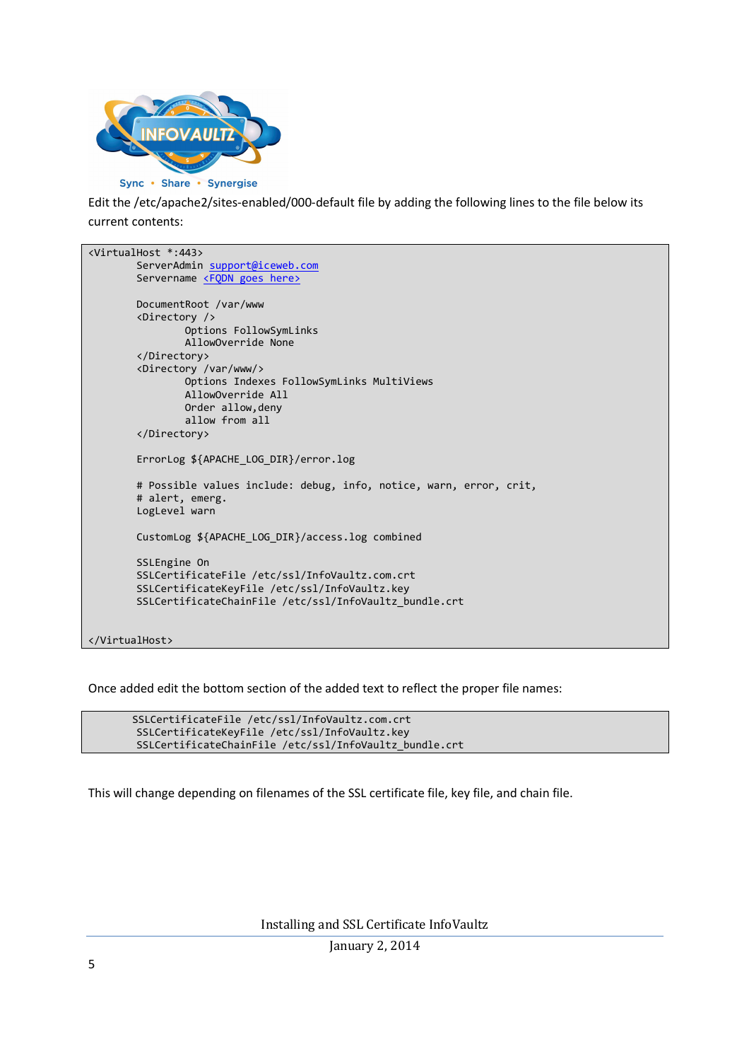Edit the /etc/apache2/sites-enabled/000-default file by adding the following lines to the file below its current contents:

```
<VirtualHost *:443>
        ServerAdmin support@iceweb.com
        Servername <FQDN goes here>

        DocumentRoot /var/www
        <Directory />
                Options FollowSymLinks
                AllowOverride None
        </Directory>
        <Directory /var/www/>
                Options Indexes FollowSymLinks MultiViews
                AllowOverride All
                Order allow,deny
                allow from all
        </Directory>

        ErrorLog ${APACHE_LOG_DIR}/error.log

        # Possible values include: debug, info, notice, warn, error, crit,
        # alert, emerg.
        LogLevel warn

        CustomLog ${APACHE_LOG_DIR}/access.log combined

        SSLEngine On
        SSLCertificateFile /etc/ssl/InfoVaultz.com.crt
        SSLCertificateKeyFile /etc/ssl/InfoVaultz.key
        SSLCertificateChainFile /etc/ssl/InfoVaultz_bundle.crt


</VirtualHost>
```

Once added edit the bottom section of the added text to reflect the proper file names:

```
       SSLCertificateFile /etc/ssl/InfoVaultz.com.crt
        SSLCertificateKeyFile /etc/ssl/InfoVaultz.key
        SSLCertificateChainFile /etc/ssl/InfoVaultz_bundle.crt
```

This will change depending on filenames of the SSL certificate file, key file, and chain file.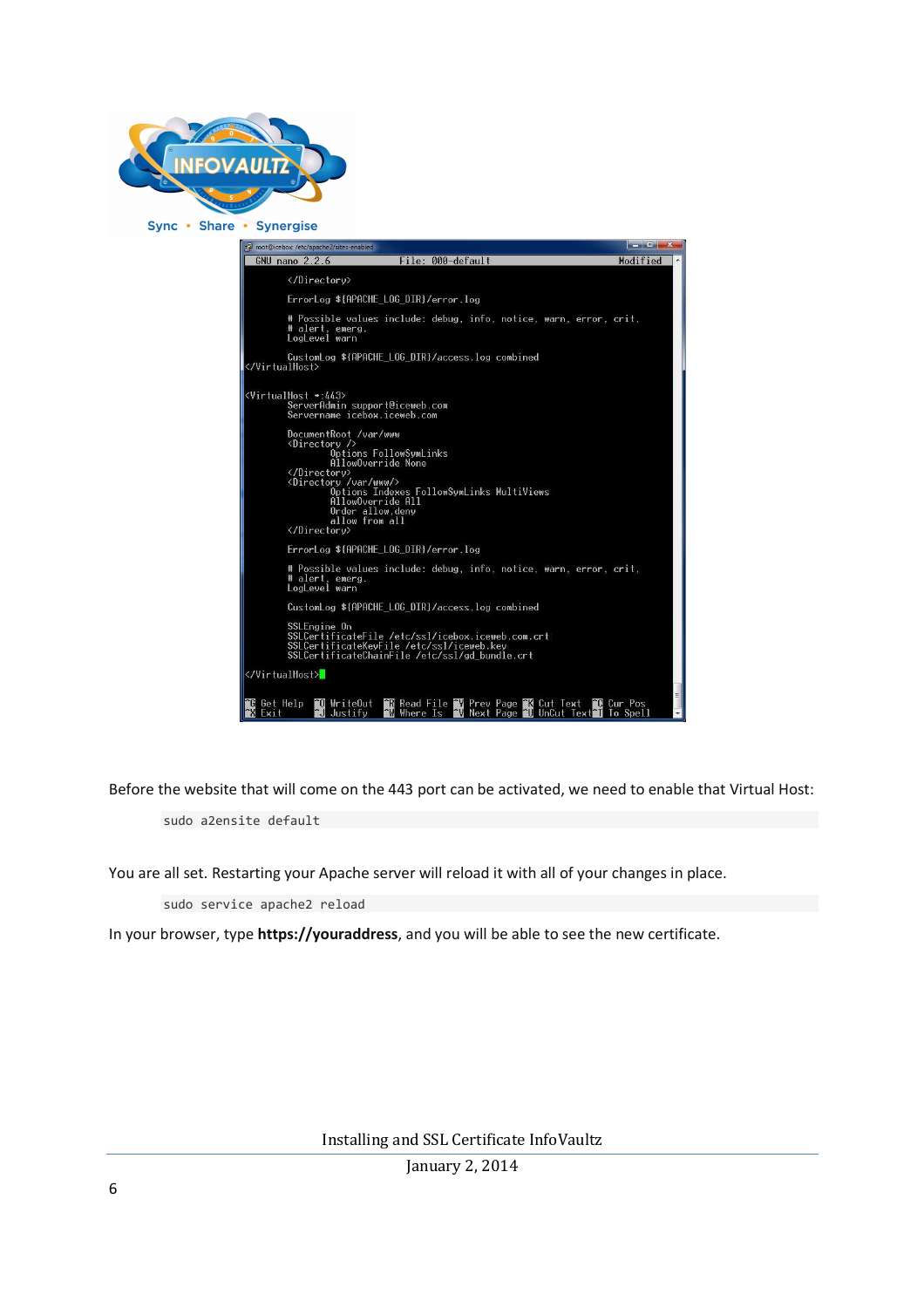```
GNU nano 2.2.6                    File: 000-default                    Modified

        </Directory>

        ErrorLog ${APACHE_LOG_DIR}/error.log

        # Possible values include: debug, info, notice, warn, error, crit,
        # alert, emerg.
        LogLevel warn

        CustomLog ${APACHE_LOG_DIR}/access.log combined
</VirtualHost>

<VirtualHost *:443>
        ServerAdmin support@iceweb.com
        Servername icebox.iceweb.com

        DocumentRoot /var/www
        <Directory />
                Options FollowSymLinks
                AllowOverride None
        </Directory>
        <Directory /var/www/>
                Options Indexes FollowSymLinks MultiViews
                AllowOverride All
                Order allow,deny
                allow from all
        </Directory>

        ErrorLog ${APACHE_LOG_DIR}/error.log

        # Possible values include: debug, info, notice, warn, error, crit,
        # alert, emerg.
        LogLevel warn

        CustomLog ${APACHE_LOG_DIR}/access.log combined

        SSLEngine On
        SSLCertificateFile /etc/ssl/icebox.iceweb.com.crt
        SSLCertificateKeyFile /etc/ssl/iceweb.key
        SSLCertificateChainFile /etc/ssl/gd_bundle.crt

</VirtualHost>
```

Before the website that will come on the 443 port can be activated, we need to enable that Virtual Host:

```
sudo a2ensite default
```

You are all set. Restarting your Apache server will reload it with all of your changes in place.

```
sudo service apache2 reload
```

In your browser, type **https://youraddress**, and you will be able to see the new certificate.